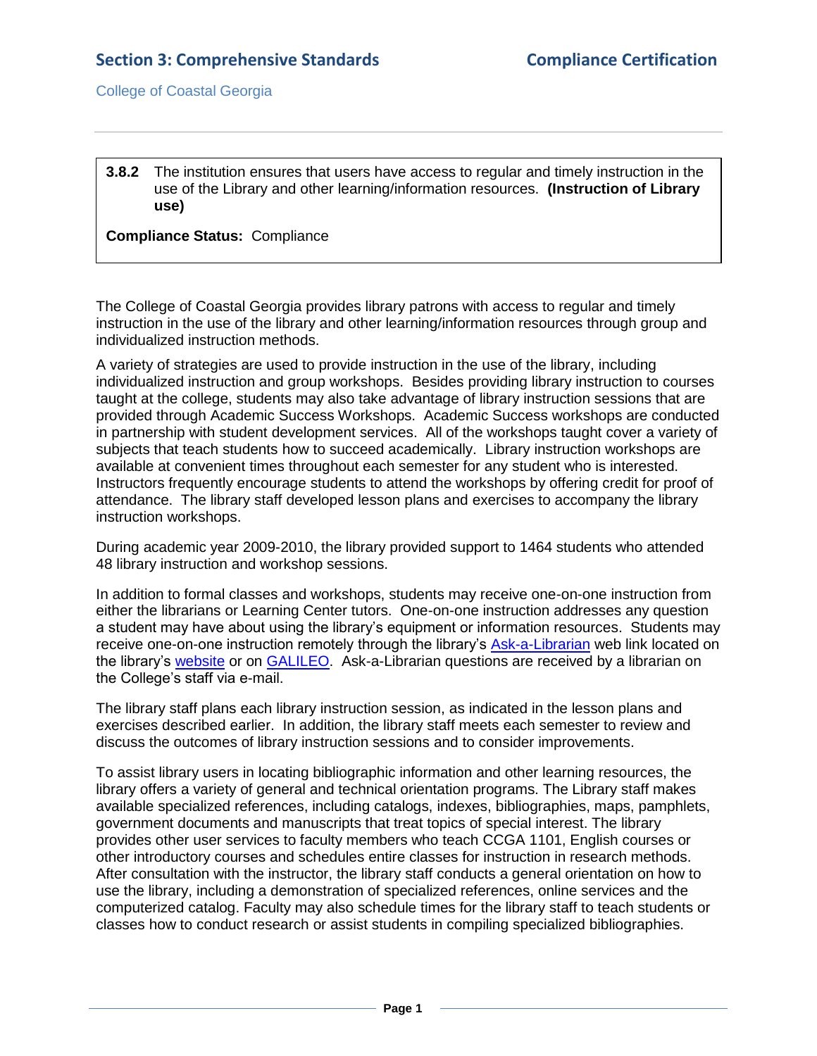**3.8.2** The institution ensures that users have access to regular and timely instruction in the use of the Library and other learning/information resources. **(Instruction of Library use)**

**Compliance Status:** Compliance

The College of Coastal Georgia provides library patrons with access to regular and timely instruction in the use of the library and other learning/information resources through group and individualized instruction methods.

A variety of strategies are used to provide instruction in the use of the library, including individualized instruction and group workshops. Besides providing library instruction to courses taught at the college, students may also take advantage of library instruction sessions that are provided through Academic Success Workshops. Academic Success workshops are conducted in partnership with student development services. All of the workshops taught cover a variety of subjects that teach students how to succeed academically. Library instruction workshops are available at convenient times throughout each semester for any student who is interested. Instructors frequently encourage students to attend the workshops by offering credit for proof of attendance. The library staff developed lesson plans and exercises to accompany the library instruction workshops.

During academic year 2009-2010, the library provided support to 1464 students who attended 48 library instruction and workshop sessions.

In addition to formal classes and workshops, students may receive one-on-one instruction from either the librarians or Learning Center tutors. One-on-one instruction addresses any question a student may have about using the library's equipment or information resources. Students may receive one-on-one instruction remotely through the library's Ask-a-Librarian web link located on the library's website or on GALILEO. Ask-a-Librarian questions are received by a librarian on the College's staff via e-mail.

The library staff plans each library instruction session, as indicated in the lesson plans and exercises described earlier. In addition, the library staff meets each semester to review and discuss the outcomes of library instruction sessions and to consider improvements.

To assist library users in locating bibliographic information and other learning resources, the library offers a variety of general and technical orientation programs. The Library staff makes available specialized references, including catalogs, indexes, bibliographies, maps, pamphlets, government documents and manuscripts that treat topics of special interest. The library provides other user services to faculty members who teach CCGA 1101, English courses or other introductory courses and schedules entire classes for instruction in research methods. After consultation with the instructor, the library staff conducts a general orientation on how to use the library, including a demonstration of specialized references, online services and the computerized catalog. Faculty may also schedule times for the library staff to teach students or classes how to conduct research or assist students in compiling specialized bibliographies.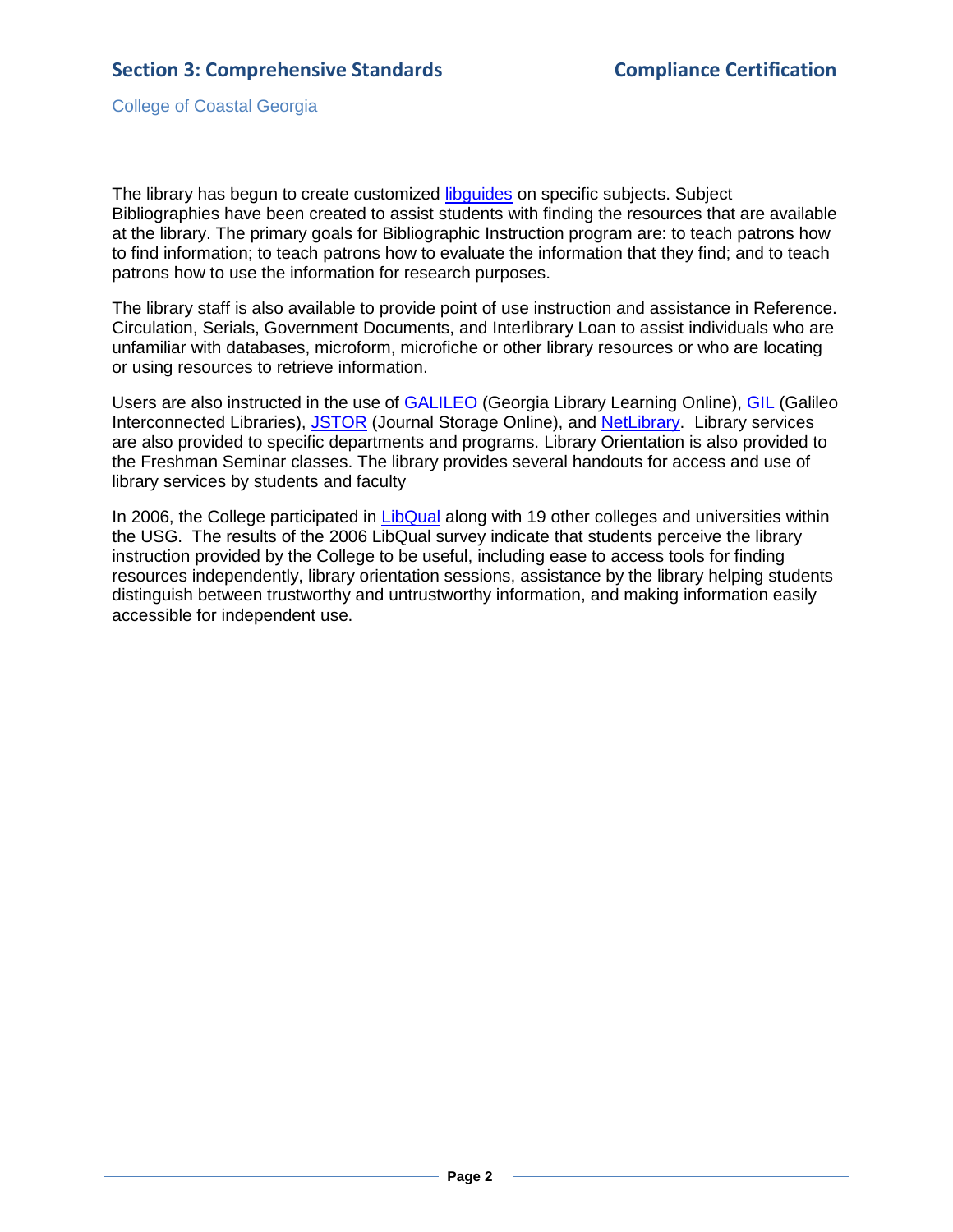The library has begun to create customized libguides on specific subjects. Subject Bibliographies have been created to assist students with finding the resources that are available at the library. The primary goals for Bibliographic Instruction program are: to teach patrons how to find information; to teach patrons how to evaluate the information that they find; and to teach patrons how to use the information for research purposes.

The library staff is also available to provide point of use instruction and assistance in Reference. Circulation, Serials, Government Documents, and Interlibrary Loan to assist individuals who are unfamiliar with databases, microform, microfiche or other library resources or who are locating or using resources to retrieve information.

Users are also instructed in the use of GALILEO (Georgia Library Learning Online), GIL (Galileo Interconnected Libraries), JSTOR (Journal Storage Online), and NetLibrary. Library services are also provided to specific departments and programs. Library Orientation is also provided to the Freshman Seminar classes. The library provides several handouts for access and use of library services by students and faculty

In 2006, the College participated in LibQual along with 19 other colleges and universities within the USG. The results of the 2006 LibQual survey indicate that students perceive the library instruction provided by the College to be useful, including ease to access tools for finding resources independently, library orientation sessions, assistance by the library helping students distinguish between trustworthy and untrustworthy information, and making information easily accessible for independent use.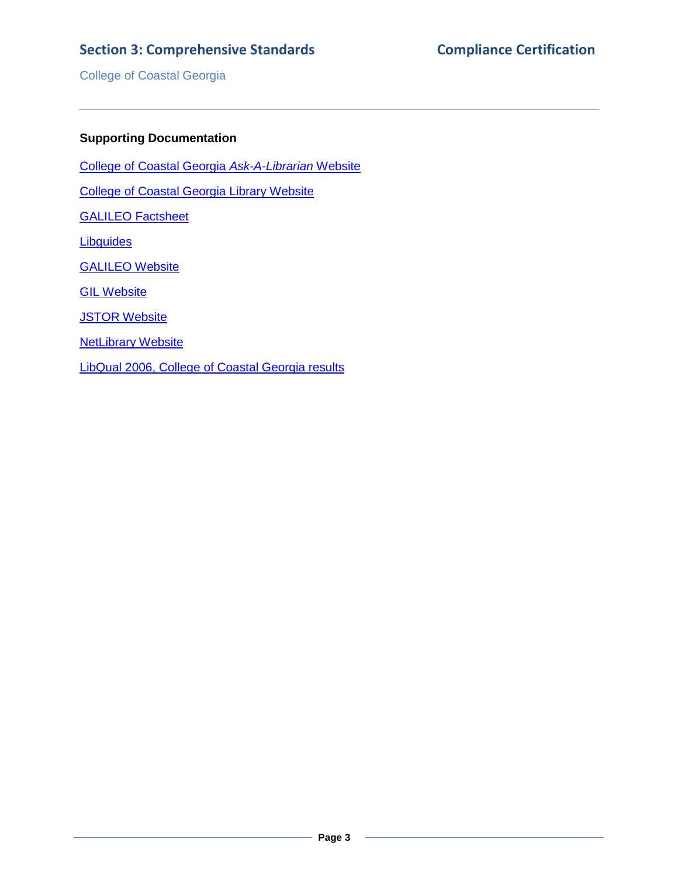**Supporting Documentation**

College of Coastal Georgia *Ask-A-Librarian* Website

College of Coastal Georgia Library Website

GALILEO Factsheet

Libguides

GALILEO Website

GIL Website

JSTOR Website

NetLibrary Website

LibQual 2006, College of Coastal Georgia results